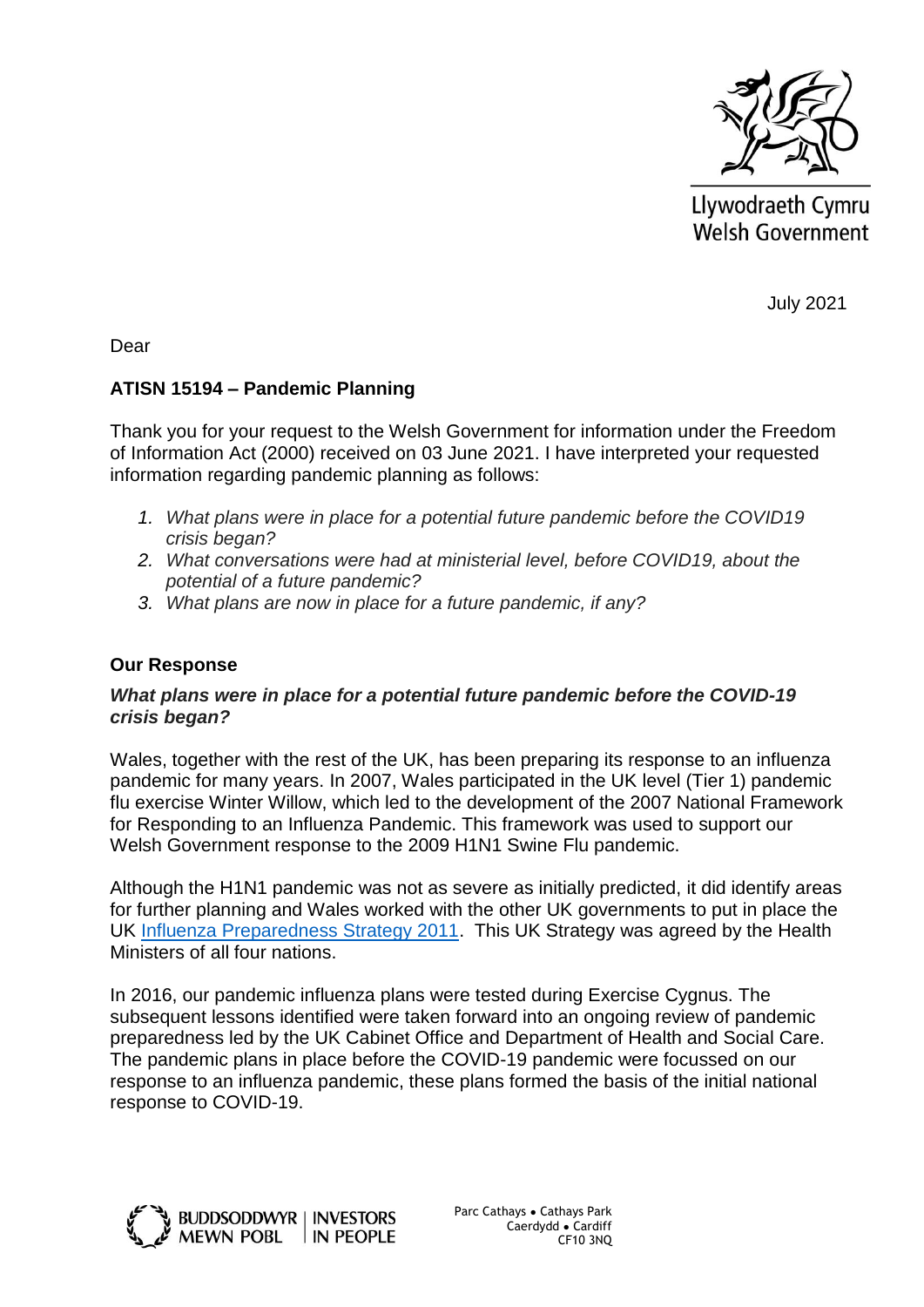Llywodraeth Cymru
Welsh Government

July 2021

Dear

**ATISN 15194 – Pandemic Planning**

Thank you for your request to the Welsh Government for information under the Freedom of Information Act (2000) received on 03 June 2021. I have interpreted your requested information regarding pandemic planning as follows:

1. *What plans were in place for a potential future pandemic before the COVID19 crisis began?*
2. *What conversations were had at ministerial level, before COVID19, about the potential of a future pandemic?*
3. *What plans are now in place for a future pandemic, if any?*

## Our Response

***What plans were in place for a potential future pandemic before the COVID-19 crisis began?***

Wales, together with the rest of the UK, has been preparing its response to an influenza pandemic for many years. In 2007, Wales participated in the UK level (Tier 1) pandemic flu exercise Winter Willow, which led to the development of the 2007 National Framework for Responding to an Influenza Pandemic. This framework was used to support our Welsh Government response to the 2009 H1N1 Swine Flu pandemic.

Although the H1N1 pandemic was not as severe as initially predicted, it did identify areas for further planning and Wales worked with the other UK governments to put in place the UK Influenza Preparedness Strategy 2011. This UK Strategy was agreed by the Health Ministers of all four nations.

In 2016, our pandemic influenza plans were tested during Exercise Cygnus. The subsequent lessons identified were taken forward into an ongoing review of pandemic preparedness led by the UK Cabinet Office and Department of Health and Social Care. The pandemic plans in place before the COVID-19 pandemic were focussed on our response to an influenza pandemic, these plans formed the basis of the initial national response to COVID-19.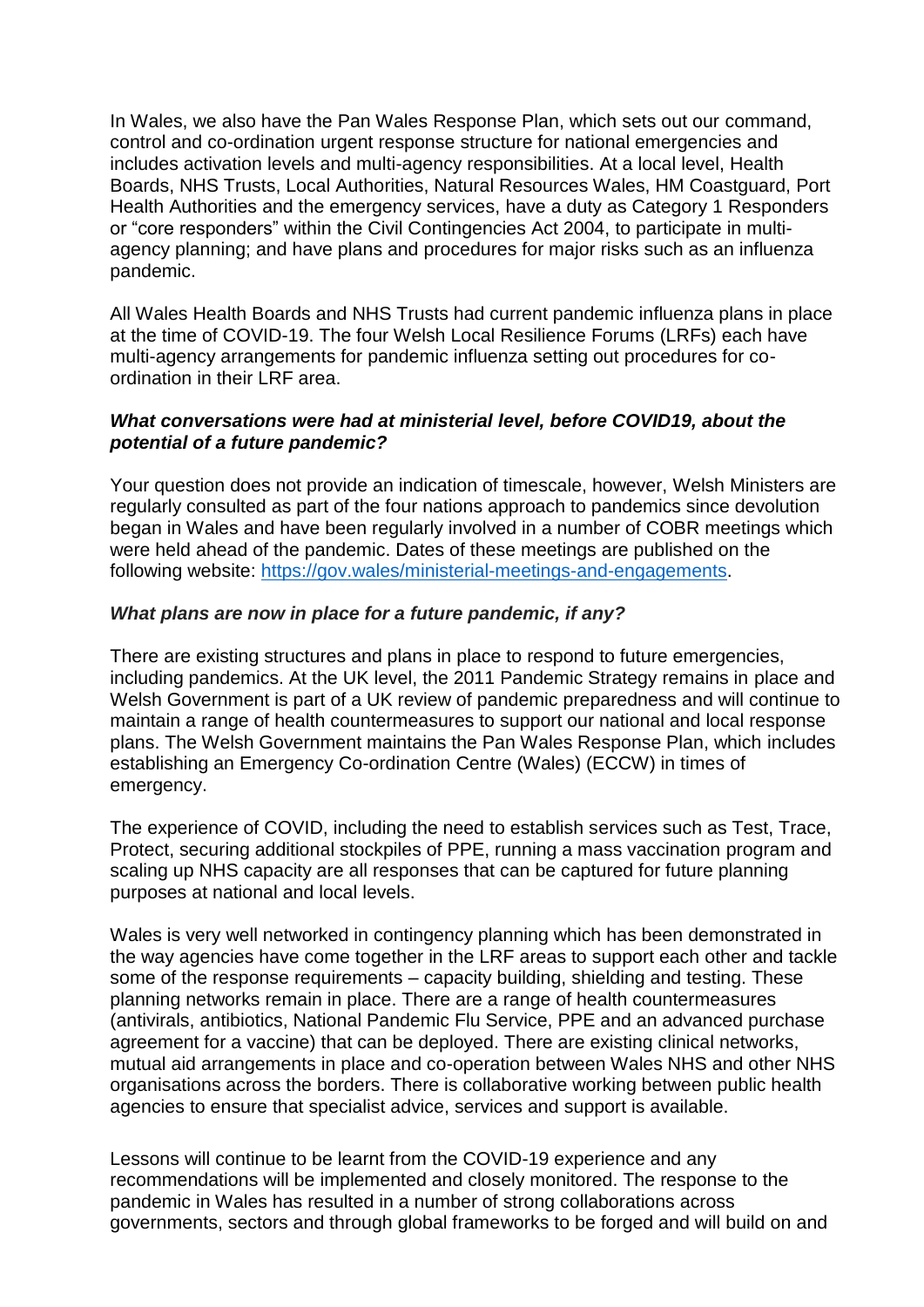In Wales, we also have the Pan Wales Response Plan, which sets out our command, control and co-ordination urgent response structure for national emergencies and includes activation levels and multi-agency responsibilities. At a local level, Health Boards, NHS Trusts, Local Authorities, Natural Resources Wales, HM Coastguard, Port Health Authorities and the emergency services, have a duty as Category 1 Responders or "core responders" within the Civil Contingencies Act 2004, to participate in multi-agency planning; and have plans and procedures for major risks such as an influenza pandemic.

All Wales Health Boards and NHS Trusts had current pandemic influenza plans in place at the time of COVID-19. The four Welsh Local Resilience Forums (LRFs) each have multi-agency arrangements for pandemic influenza setting out procedures for co-ordination in their LRF area.

***What conversations were had at ministerial level, before COVID19, about the potential of a future pandemic?***

Your question does not provide an indication of timescale, however, Welsh Ministers are regularly consulted as part of the four nations approach to pandemics since devolution began in Wales and have been regularly involved in a number of COBR meetings which were held ahead of the pandemic. Dates of these meetings are published on the following website: [https://gov.wales/ministerial-meetings-and-engagements](https://gov.wales/ministerial-meetings-and-engagements).

***What plans are now in place for a future pandemic, if any?***

There are existing structures and plans in place to respond to future emergencies, including pandemics. At the UK level, the 2011 Pandemic Strategy remains in place and Welsh Government is part of a UK review of pandemic preparedness and will continue to maintain a range of health countermeasures to support our national and local response plans. The Welsh Government maintains the Pan Wales Response Plan, which includes establishing an Emergency Co-ordination Centre (Wales) (ECCW) in times of emergency.

The experience of COVID, including the need to establish services such as Test, Trace, Protect, securing additional stockpiles of PPE, running a mass vaccination program and scaling up NHS capacity are all responses that can be captured for future planning purposes at national and local levels.

Wales is very well networked in contingency planning which has been demonstrated in the way agencies have come together in the LRF areas to support each other and tackle some of the response requirements – capacity building, shielding and testing. These planning networks remain in place. There are a range of health countermeasures (antivirals, antibiotics, National Pandemic Flu Service, PPE and an advanced purchase agreement for a vaccine) that can be deployed. There are existing clinical networks, mutual aid arrangements in place and co-operation between Wales NHS and other NHS organisations across the borders. There is collaborative working between public health agencies to ensure that specialist advice, services and support is available.

Lessons will continue to be learnt from the COVID-19 experience and any recommendations will be implemented and closely monitored. The response to the pandemic in Wales has resulted in a number of strong collaborations across governments, sectors and through global frameworks to be forged and will build on and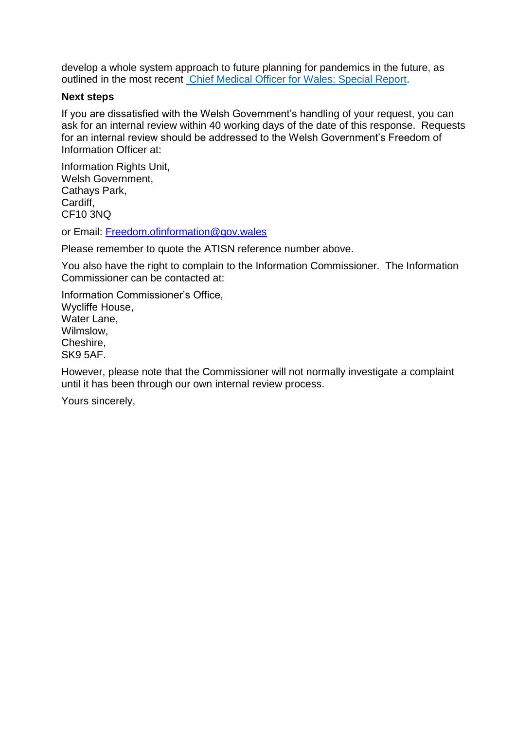develop a whole system approach to future planning for pandemics in the future, as outlined in the most recent [Chief Medical Officer for Wales: Special Report](#).

**Next steps**

If you are dissatisfied with the Welsh Government's handling of your request, you can ask for an internal review within 40 working days of the date of this response. Requests for an internal review should be addressed to the Welsh Government's Freedom of Information Officer at:

Information Rights Unit,
Welsh Government,
Cathays Park,
Cardiff,
CF10 3NQ

or Email: [Freedom.ofinformation@gov.wales](mailto:Freedom.ofinformation@gov.wales)

Please remember to quote the ATISN reference number above.

You also have the right to complain to the Information Commissioner. The Information Commissioner can be contacted at:

Information Commissioner's Office,
Wycliffe House,
Water Lane,
Wilmslow,
Cheshire,
SK9 5AF.

However, please note that the Commissioner will not normally investigate a complaint until it has been through our own internal review process.

Yours sincerely,